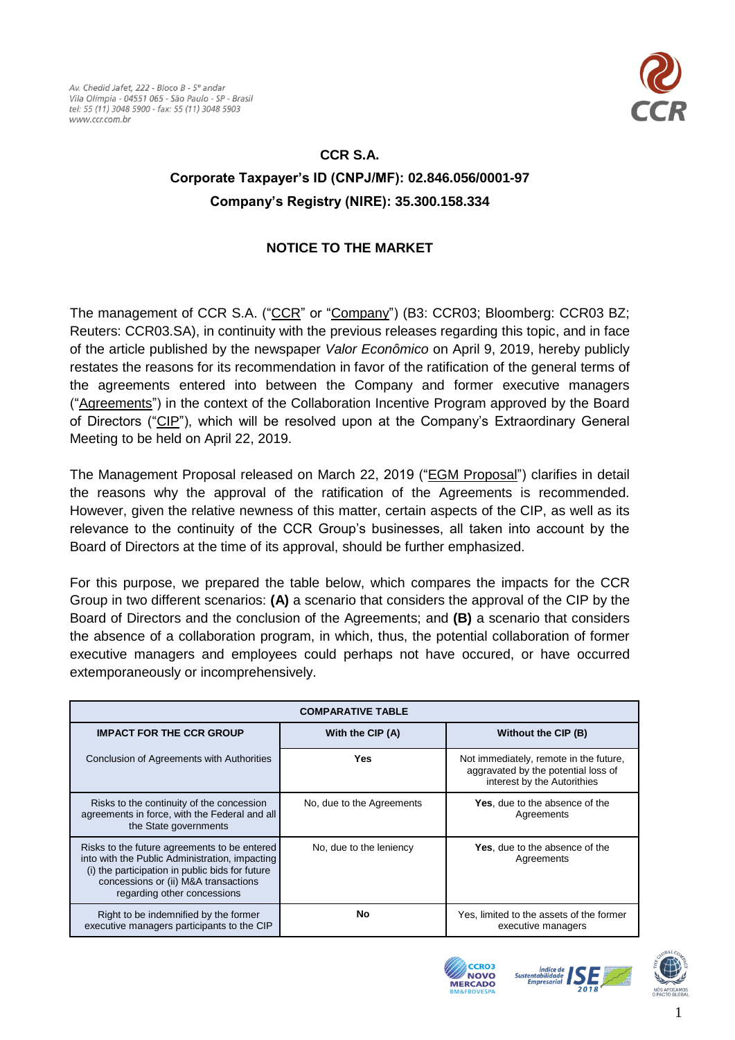Av. Chedid Jafet, 222 - Bloco B - 5º andar
Vila Olímpia - 04551 065 - São Paulo - SP - Brasil
tel: 55 (11) 3048 5900 - fax: 55 (11) 3048 5903
www.ccr.com.br

**CCR S.A.**

**Corporate Taxpayer's ID (CNPJ/MF): 02.846.056/0001-97**

**Company's Registry (NIRE): 35.300.158.334**

## NOTICE TO THE MARKET

The management of CCR S.A. ("CCR" or "Company") (B3: CCR03; Bloomberg: CCR03 BZ; Reuters: CCR03.SA), in continuity with the previous releases regarding this topic, and in face of the article published by the newspaper *Valor Econômico* on April 9, 2019, hereby publicly restates the reasons for its recommendation in favor of the ratification of the general terms of the agreements entered into between the Company and former executive managers ("Agreements") in the context of the Collaboration Incentive Program approved by the Board of Directors ("CIP"), which will be resolved upon at the Company's Extraordinary General Meeting to be held on April 22, 2019.

The Management Proposal released on March 22, 2019 ("EGM Proposal") clarifies in detail the reasons why the approval of the ratification of the Agreements is recommended. However, given the relative newness of this matter, certain aspects of the CIP, as well as its relevance to the continuity of the CCR Group's businesses, all taken into account by the Board of Directors at the time of its approval, should be further emphasized.

For this purpose, we prepared the table below, which compares the impacts for the CCR Group in two different scenarios: **(A)** a scenario that considers the approval of the CIP by the Board of Directors and the conclusion of the Agreements; and **(B)** a scenario that considers the absence of a collaboration program, in which, thus, the potential collaboration of former executive managers and employees could perhaps not have occured, or have occurred extemporaneously or incomprehensively.

| **COMPARATIVE TABLE** | | |
|---|---|---|
| **IMPACT FOR THE CCR GROUP** | **With the CIP (A)** | **Without the CIP (B)** |
| Conclusion of Agreements with Authorities | **Yes** | Not immediately, remote in the future, aggravated by the potential loss of interest by the Autorithies |
| Risks to the continuity of the concession agreements in force, with the Federal and all the State governments | No, due to the Agreements | **Yes**, due to the absence of the Agreements |
| Risks to the future agreements to be entered into with the Public Administration, impacting (i) the participation in public bids for future concessions or (ii) M&A transactions regarding other concessions | No, due to the leniency | **Yes**, due to the absence of the Agreements |
| Right to be indemnified by the former executive managers participants to the CIP | **No** | Yes, limited to the assets of the former executive managers |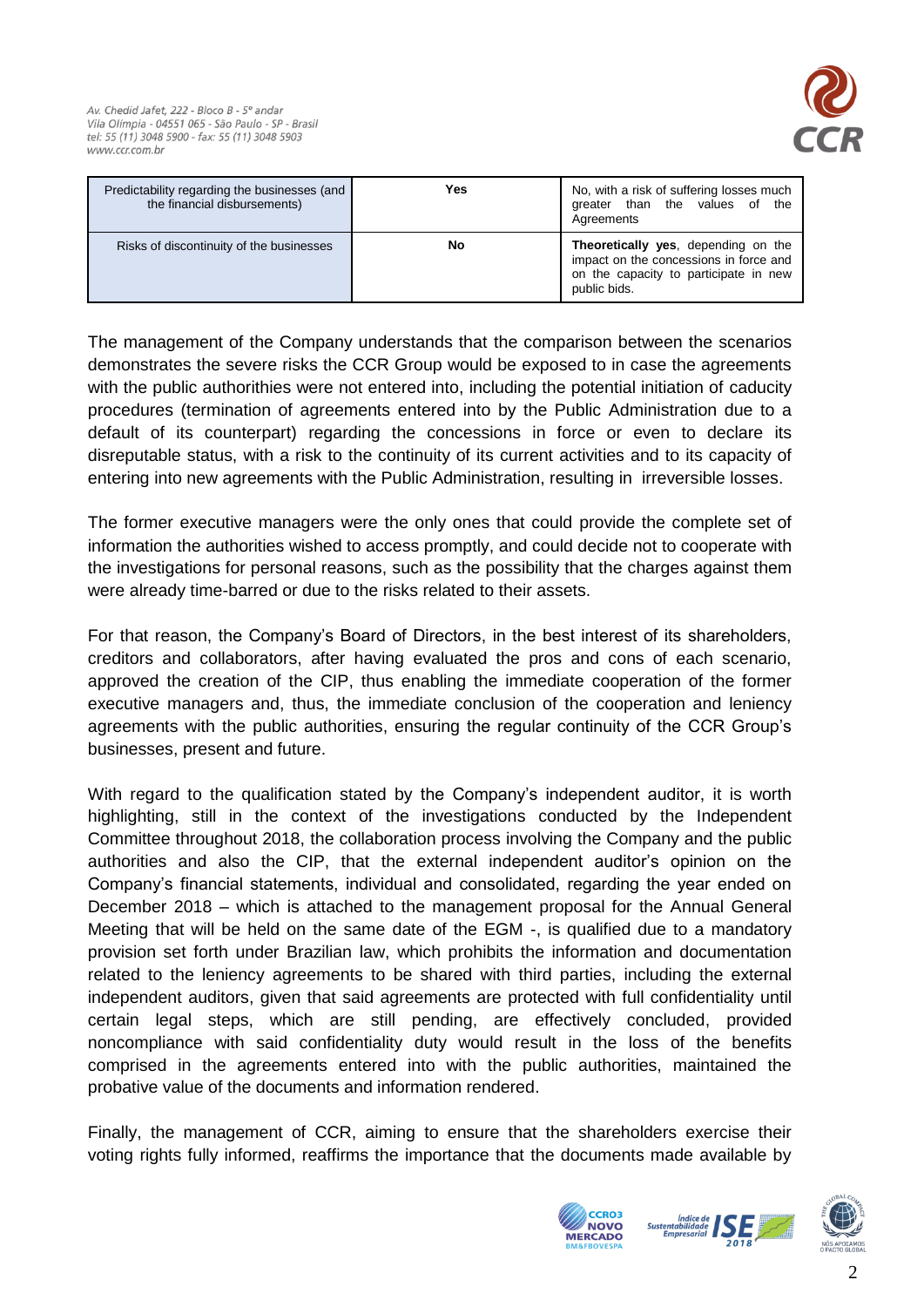| Predictability regarding the businesses (and the financial disbursements) | **Yes** | No, with a risk of suffering losses much greater than the values of the Agreements |
| --- | --- | --- |
| Risks of discontinuity of the businesses | **No** | **Theoretically yes**, depending on the impact on the concessions in force and on the capacity to participate in new public bids. |

The management of the Company understands that the comparison between the scenarios demonstrates the severe risks the CCR Group would be exposed to in case the agreements with the public authorithies were not entered into, including the potential initiation of caducity procedures (termination of agreements entered into by the Public Administration due to a default of its counterpart) regarding the concessions in force or even to declare its disreputable status, with a risk to the continuity of its current activities and to its capacity of entering into new agreements with the Public Administration, resulting in irreversible losses.

The former executive managers were the only ones that could provide the complete set of information the authorities wished to access promptly, and could decide not to cooperate with the investigations for personal reasons, such as the possibility that the charges against them were already time-barred or due to the risks related to their assets.

For that reason, the Company's Board of Directors, in the best interest of its shareholders, creditors and collaborators, after having evaluated the pros and cons of each scenario, approved the creation of the CIP, thus enabling the immediate cooperation of the former executive managers and, thus, the immediate conclusion of the cooperation and leniency agreements with the public authorities, ensuring the regular continuity of the CCR Group's businesses, present and future.

With regard to the qualification stated by the Company's independent auditor, it is worth highlighting, still in the context of the investigations conducted by the Independent Committee throughout 2018, the collaboration process involving the Company and the public authorities and also the CIP, that the external independent auditor's opinion on the Company's financial statements, individual and consolidated, regarding the year ended on December 2018 – which is attached to the management proposal for the Annual General Meeting that will be held on the same date of the EGM -, is qualified due to a mandatory provision set forth under Brazilian law, which prohibits the information and documentation related to the leniency agreements to be shared with third parties, including the external independent auditors, given that said agreements are protected with full confidentiality until certain legal steps, which are still pending, are effectively concluded, provided noncompliance with said confidentiality duty would result in the loss of the benefits comprised in the agreements entered into with the public authorities, maintained the probative value of the documents and information rendered.

Finally, the management of CCR, aiming to ensure that the shareholders exercise their voting rights fully informed, reaffirms the importance that the documents made available by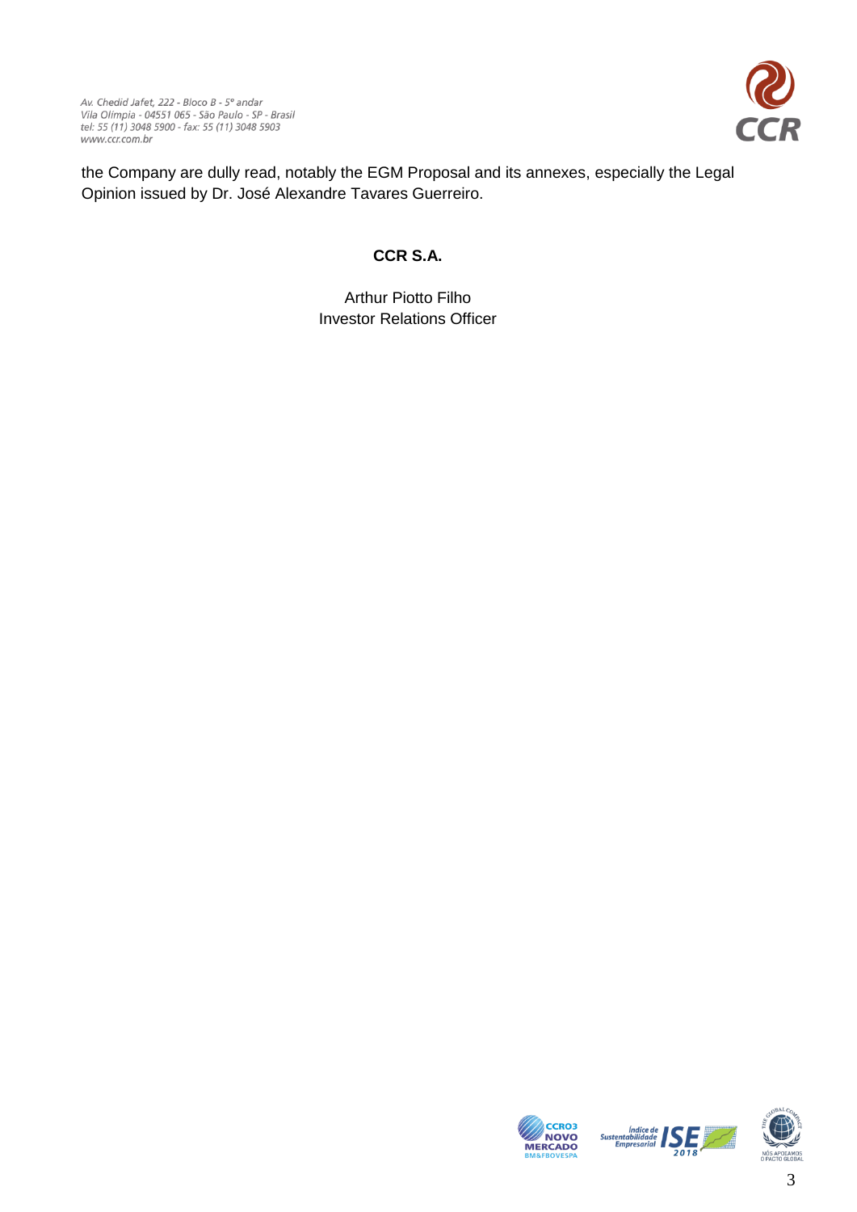the Company are dully read, notably the EGM Proposal and its annexes, especially the Legal Opinion issued by Dr. José Alexandre Tavares Guerreiro.

**CCR S.A.**

Arthur Piotto Filho
Investor Relations Officer